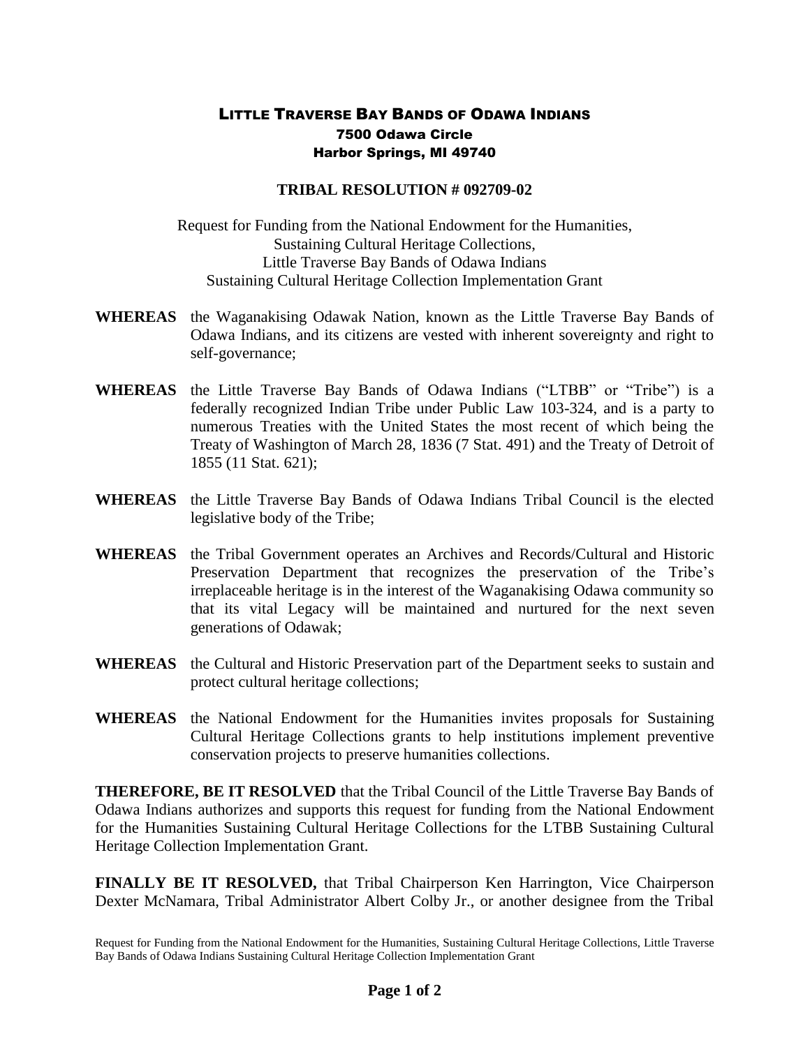# LITTLE TRAVERSE BAY BANDS OF ODAWA INDIANS
**7500 Odawa Circle**
**Harbor Springs, MI 49740**

## TRIBAL RESOLUTION # 092709-02

Request for Funding from the National Endowment for the Humanities,
Sustaining Cultural Heritage Collections,
Little Traverse Bay Bands of Odawa Indians
Sustaining Cultural Heritage Collection Implementation Grant

**WHEREAS** the Waganakising Odawak Nation, known as the Little Traverse Bay Bands of Odawa Indians, and its citizens are vested with inherent sovereignty and right to self-governance;

**WHEREAS** the Little Traverse Bay Bands of Odawa Indians ("LTBB" or "Tribe") is a federally recognized Indian Tribe under Public Law 103-324, and is a party to numerous Treaties with the United States the most recent of which being the Treaty of Washington of March 28, 1836 (7 Stat. 491) and the Treaty of Detroit of 1855 (11 Stat. 621);

**WHEREAS** the Little Traverse Bay Bands of Odawa Indians Tribal Council is the elected legislative body of the Tribe;

**WHEREAS** the Tribal Government operates an Archives and Records/Cultural and Historic Preservation Department that recognizes the preservation of the Tribe's irreplaceable heritage is in the interest of the Waganakising Odawa community so that its vital Legacy will be maintained and nurtured for the next seven generations of Odawak;

**WHEREAS** the Cultural and Historic Preservation part of the Department seeks to sustain and protect cultural heritage collections;

**WHEREAS** the National Endowment for the Humanities invites proposals for Sustaining Cultural Heritage Collections grants to help institutions implement preventive conservation projects to preserve humanities collections.

**THEREFORE, BE IT RESOLVED** that the Tribal Council of the Little Traverse Bay Bands of Odawa Indians authorizes and supports this request for funding from the National Endowment for the Humanities Sustaining Cultural Heritage Collections for the LTBB Sustaining Cultural Heritage Collection Implementation Grant.

**FINALLY BE IT RESOLVED,** that Tribal Chairperson Ken Harrington, Vice Chairperson Dexter McNamara, Tribal Administrator Albert Colby Jr., or another designee from the Tribal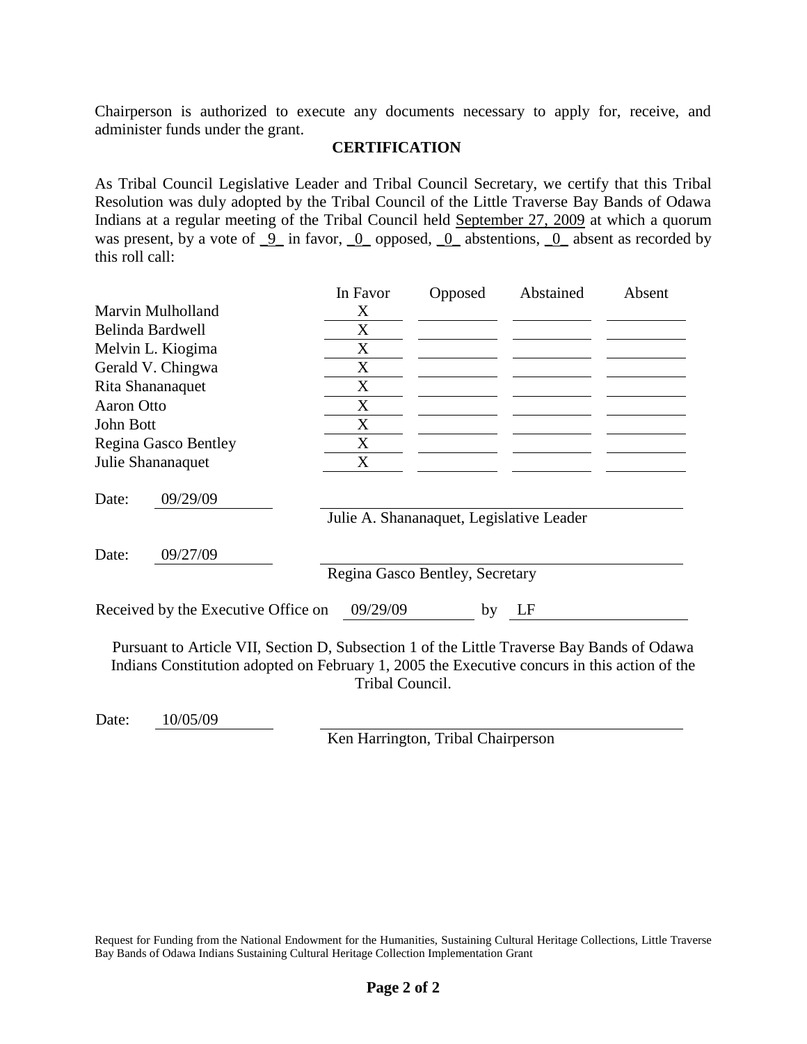Chairperson is authorized to execute any documents necessary to apply for, receive, and administer funds under the grant.

**CERTIFICATION**

As Tribal Council Legislative Leader and Tribal Council Secretary, we certify that this Tribal Resolution was duly adopted by the Tribal Council of the Little Traverse Bay Bands of Odawa Indians at a regular meeting of the Tribal Council held September 27, 2009 at which a quorum was present, by a vote of _9_ in favor, _0_ opposed, _0_ abstentions, _0_ absent as recorded by this roll call:

| | In Favor | Opposed | Abstained | Absent |
|---|---|---|---|---|
| Marvin Mulholland | X | | | |
| Belinda Bardwell | X | | | |
| Melvin L. Kiogima | X | | | |
| Gerald V. Chingwa | X | | | |
| Rita Shananaquet | X | | | |
| Aaron Otto | X | | | |
| John Bott | X | | | |
| Regina Gasco Bentley | X | | | |
| Julie Shananaquet | X | | | |

Date: 09/29/09

Julie A. Shananaquet, Legislative Leader

Date: 09/27/09

Regina Gasco Bentley, Secretary

Received by the Executive Office on 09/29/09 by LF

Pursuant to Article VII, Section D, Subsection 1 of the Little Traverse Bay Bands of Odawa Indians Constitution adopted on February 1, 2005 the Executive concurs in this action of the Tribal Council.

Date: 10/05/09

Ken Harrington, Tribal Chairperson

Request for Funding from the National Endowment for the Humanities, Sustaining Cultural Heritage Collections, Little Traverse Bay Bands of Odawa Indians Sustaining Cultural Heritage Collection Implementation Grant